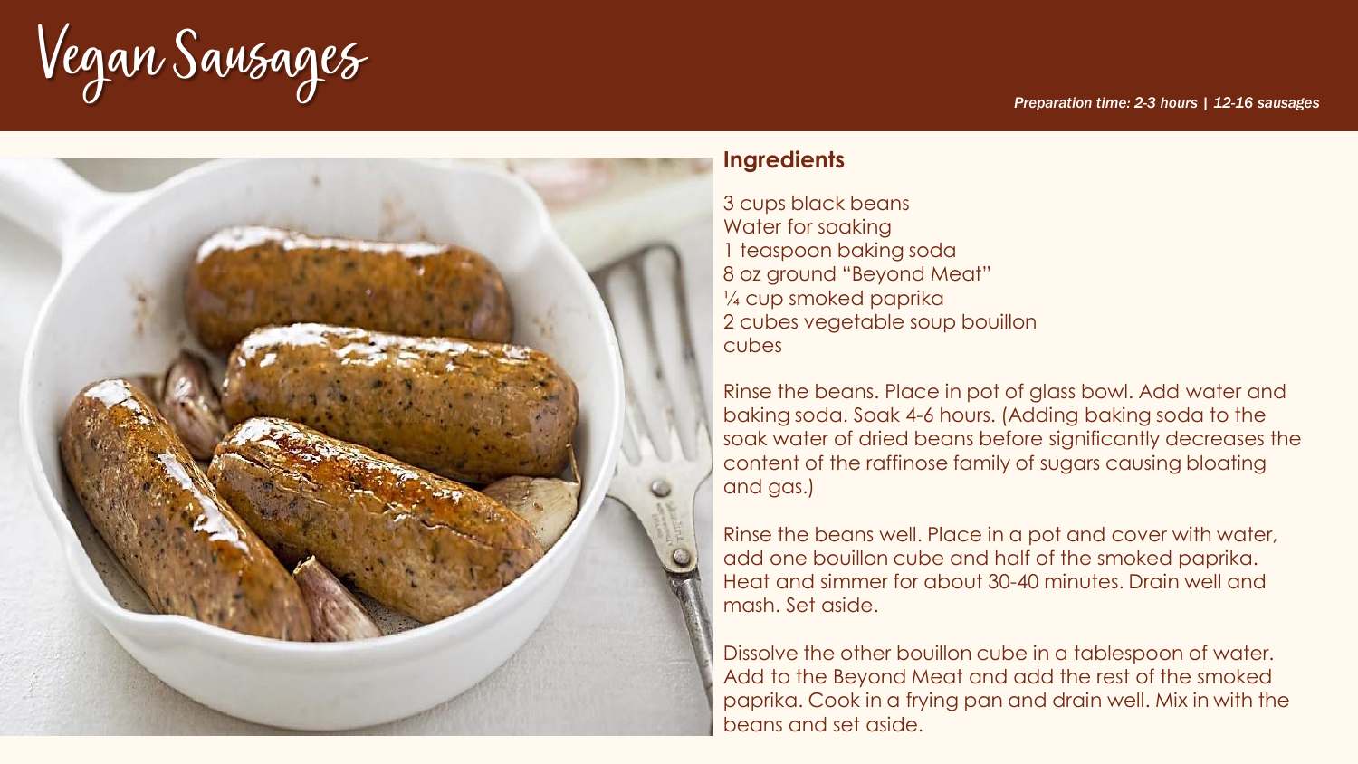# Vegan Sausages

*Preparation time: 2-3 hours | 12-16 sausages*

## Ingredients

3 cups black beans
Water for soaking
1 teaspoon baking soda
8 oz ground "Beyond Meat"
¼ cup smoked paprika
2 cubes vegetable soup bouillon cubes

Rinse the beans. Place in pot of glass bowl. Add water and baking soda. Soak 4-6 hours. (Adding baking soda to the soak water of dried beans before significantly decreases the content of the raffinose family of sugars causing bloating and gas.)

Rinse the beans well. Place in a pot and cover with water, add one bouillon cube and half of the smoked paprika. Heat and simmer for about 30-40 minutes. Drain well and mash. Set aside.

Dissolve the other bouillon cube in a tablespoon of water. Add to the Beyond Meat and add the rest of the smoked paprika. Cook in a frying pan and drain well. Mix in with the beans and set aside.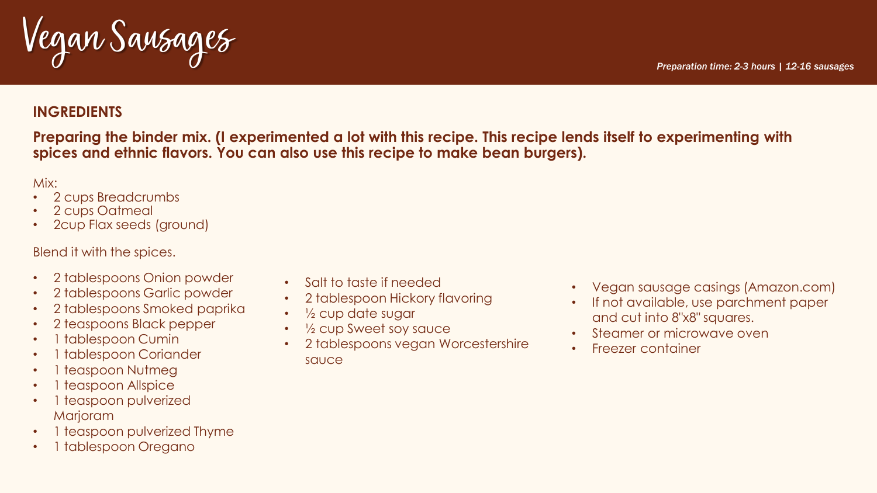# Vegan Sausages

*Preparation time: 2-3 hours* | *12-16 sausages*

## INGREDIENTS

**Preparing the binder mix. (I experimented a lot with this recipe. This recipe lends itself to experimenting with spices and ethnic flavors. You can also use this recipe to make bean burgers).**

Mix:

- 2 cups Breadcrumbs
- 2 cups Oatmeal
- 2cup Flax seeds (ground)

Blend it with the spices.

- 2 tablespoons Onion powder
- 2 tablespoons Garlic powder
- 2 tablespoons Smoked paprika
- 2 teaspoons Black pepper
- 1 tablespoon Cumin
- 1 tablespoon Coriander
- 1 teaspoon Nutmeg
- 1 teaspoon Allspice
- 1 teaspoon pulverized Marjoram
- 1 teaspoon pulverized Thyme
- 1 tablespoon Oregano

- Salt to taste if needed
- 2 tablespoon Hickory flavoring
- ½ cup date sugar
- ½ cup Sweet soy sauce
- 2 tablespoons vegan Worcestershire sauce

- Vegan sausage casings (Amazon.com)
- If not available, use parchment paper and cut into 8"x8" squares.
- Steamer or microwave oven
- Freezer container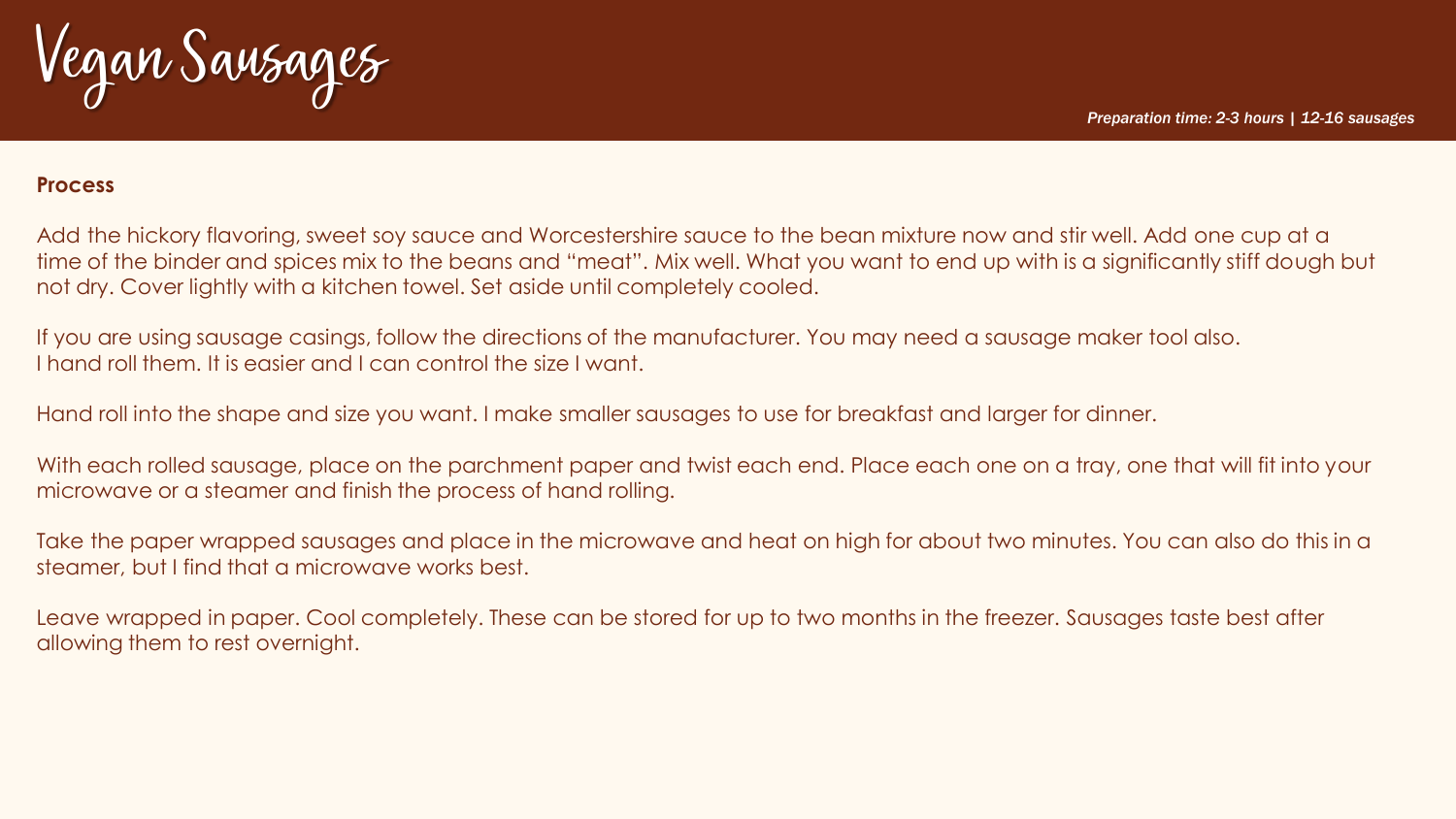# Vegan Sausages

*Preparation time: 2-3 hours | 12-16 sausages*

**Process**

Add the hickory flavoring, sweet soy sauce and Worcestershire sauce to the bean mixture now and stir well. Add one cup at a time of the binder and spices mix to the beans and "meat". Mix well. What you want to end up with is a significantly stiff dough but not dry. Cover lightly with a kitchen towel. Set aside until completely cooled.

If you are using sausage casings, follow the directions of the manufacturer. You may need a sausage maker tool also. I hand roll them. It is easier and I can control the size I want.

Hand roll into the shape and size you want. I make smaller sausages to use for breakfast and larger for dinner.

With each rolled sausage, place on the parchment paper and twist each end. Place each one on a tray, one that will fit into your microwave or a steamer and finish the process of hand rolling.

Take the paper wrapped sausages and place in the microwave and heat on high for about two minutes. You can also do this in a steamer, but I find that a microwave works best.

Leave wrapped in paper. Cool completely. These can be stored for up to two months in the freezer. Sausages taste best after allowing them to rest overnight.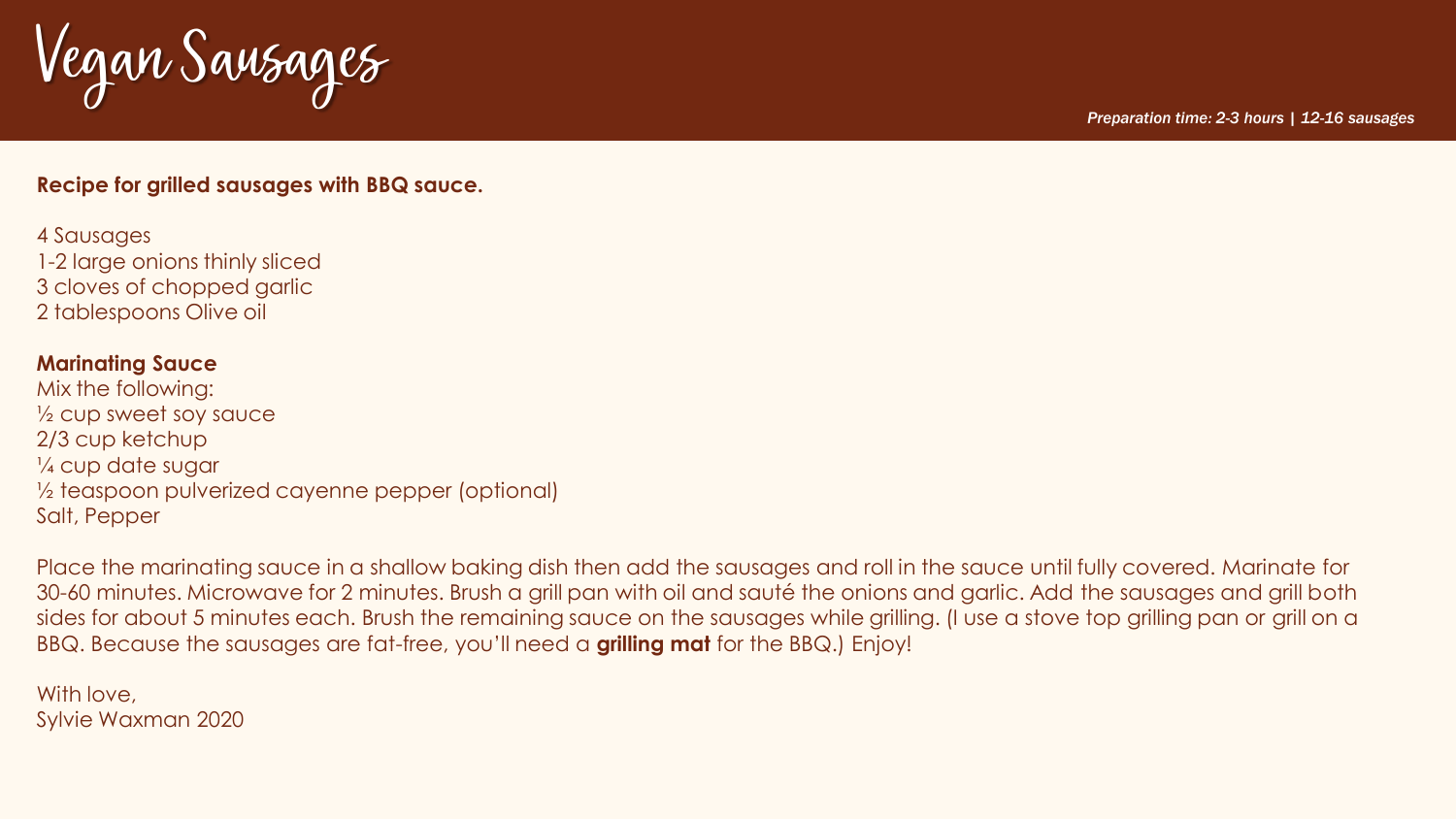# Vegan Sausages

*Preparation time: 2-3 hours | 12-16 sausages*

**Recipe for grilled sausages with BBQ sauce.**

4 Sausages
1-2 large onions thinly sliced
3 cloves of chopped garlic
2 tablespoons Olive oil

**Marinating Sauce**
Mix the following:
½ cup sweet soy sauce
2/3 cup ketchup
¼ cup date sugar
½ teaspoon pulverized cayenne pepper (optional)
Salt, Pepper

Place the marinating sauce in a shallow baking dish then add the sausages and roll in the sauce until fully covered. Marinate for 30-60 minutes. Microwave for 2 minutes. Brush a grill pan with oil and sauté the onions and garlic. Add the sausages and grill both sides for about 5 minutes each. Brush the remaining sauce on the sausages while grilling. (I use a stove top grilling pan or grill on a BBQ. Because the sausages are fat-free, you'll need a **grilling mat** for the BBQ.) Enjoy!

With love,
Sylvie Waxman 2020